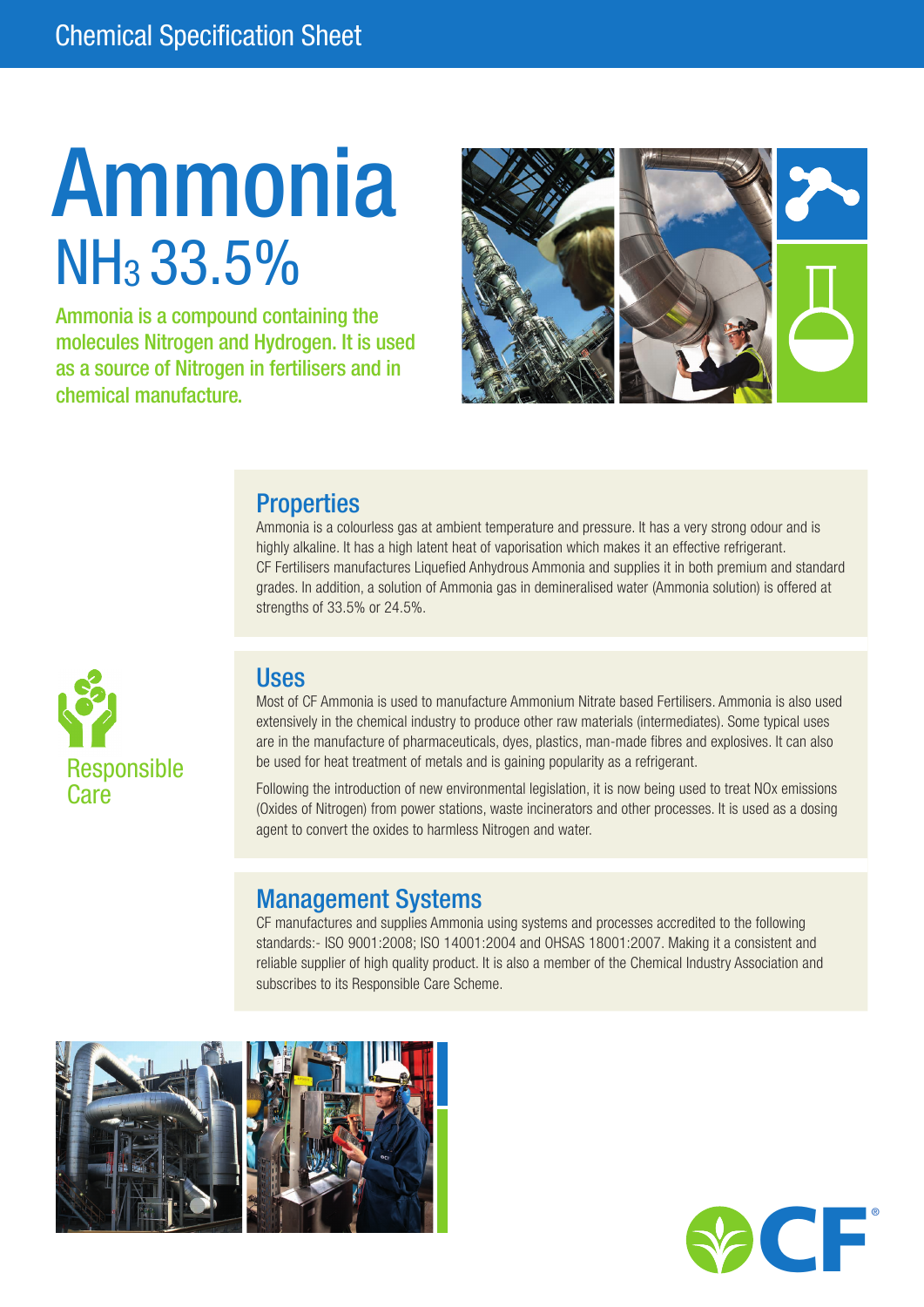Chemical Specification Sheet

# Ammonia

## $NH_3$ 33.5%

Ammonia is a compound containing the molecules Nitrogen and Hydrogen. It is used as a source of Nitrogen in fertilisers and in chemical manufacture.

## Properties

Ammonia is a colourless gas at ambient temperature and pressure. It has a very strong odour and is highly alkaline. It has a high latent heat of vaporisation which makes it an effective refrigerant. CF Fertilisers manufactures Liquefied Anhydrous Ammonia and supplies it in both premium and standard grades. In addition, a solution of Ammonia gas in demineralised water (Ammonia solution) is offered at strengths of 33.5% or 24.5%.

## Uses

Most of CF Ammonia is used to manufacture Ammonium Nitrate based Fertilisers. Ammonia is also used extensively in the chemical industry to produce other raw materials (intermediates). Some typical uses are in the manufacture of pharmaceuticals, dyes, plastics, man-made fibres and explosives. It can also be used for heat treatment of metals and is gaining popularity as a refrigerant.

Following the introduction of new environmental legislation, it is now being used to treat NOx emissions (Oxides of Nitrogen) from power stations, waste incinerators and other processes. It is used as a dosing agent to convert the oxides to harmless Nitrogen and water.

Responsible Care

## Management Systems

CF manufactures and supplies Ammonia using systems and processes accredited to the following standards:- ISO 9001:2008; ISO 14001:2004 and OHSAS 18001:2007. Making it a consistent and reliable supplier of high quality product. It is also a member of the Chemical Industry Association and subscribes to its Responsible Care Scheme.

CF®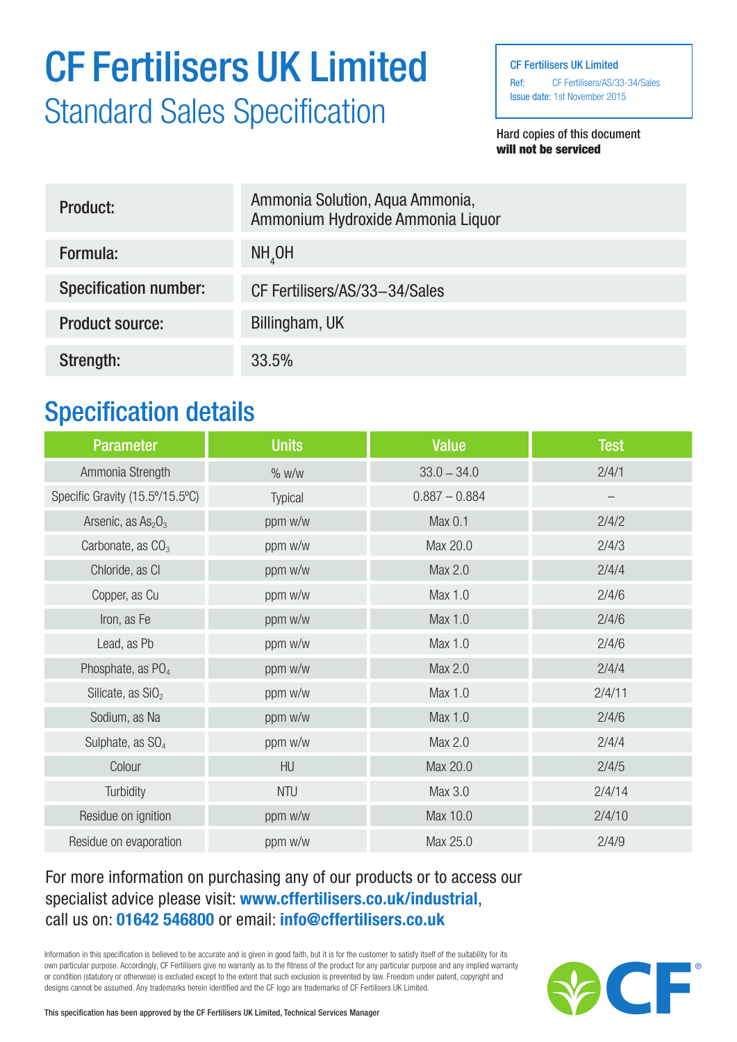# CF Fertilisers UK Limited

## Standard Sales Specification

CF Fertilisers UK Limited
Ref: CF Fertilisers/AS/33-34/Sales
Issue date: 1st November 2015

Hard copies of this document **will not be serviced**

| | |
|---|---|
| **Product:** | Ammonia Solution, Aqua Ammonia, Ammonium Hydroxide Ammonia Liquor |
| **Formula:** | $NH_4OH$ |
| **Specification number:** | CF Fertilisers/AS/33–34/Sales |
| **Product source:** | Billingham, UK |
| **Strength:** | 33.5% |

## Specification details

| Parameter | Units | Value | Test |
|---|---|---|---|
| Ammonia Strength | % w/w | 33.0 – 34.0 | 2/4/1 |
| Specific Gravity (15.5º/15.5ºC) | Typical | 0.887 – 0.884 | – |
| Arsenic, as $As_2O_3$ | ppm w/w | Max 0.1 | 2/4/2 |
| Carbonate, as $CO_3$ | ppm w/w | Max 20.0 | 2/4/3 |
| Chloride, as Cl | ppm w/w | Max 2.0 | 2/4/4 |
| Copper, as Cu | ppm w/w | Max 1.0 | 2/4/6 |
| Iron, as Fe | ppm w/w | Max 1.0 | 2/4/6 |
| Lead, as Pb | ppm w/w | Max 1.0 | 2/4/6 |
| Phosphate, as $PO_4$ | ppm w/w | Max 2.0 | 2/4/4 |
| Silicate, as $SiO_2$ | ppm w/w | Max 1.0 | 2/4/11 |
| Sodium, as Na | ppm w/w | Max 1.0 | 2/4/6 |
| Sulphate, as $SO_4$ | ppm w/w | Max 2.0 | 2/4/4 |
| Colour | HU | Max 20.0 | 2/4/5 |
| Turbidity | NTU | Max 3.0 | 2/4/14 |
| Residue on ignition | ppm w/w | Max 10.0 | 2/4/10 |
| Residue on evaporation | ppm w/w | Max 25.0 | 2/4/9 |

For more information on purchasing any of our products or to access our specialist advice please visit: **www.cffertilisers.co.uk/industrial**, call us on: **01642 546800** or email: **info@cffertilisers.co.uk**

Information in this specification is believed to be accurate and is given in good faith, but it is for the customer to satisfy itself of the suitability for its own particular purpose. Accordingly, CF Fertilisers give no warranty as to the fitness of the product for any particular purpose and any implied warranty or condition (statutory or otherwise) is excluded except to the extent that such exclusion is prevented by law. Freedom under patent, copyright and designs cannot be assumed. Any trademarks herein identified and the CF logo are trademarks of CF Fertilisers UK Limited.

This specification has been approved by the CF Fertilisers UK Limited, Technical Services Manager